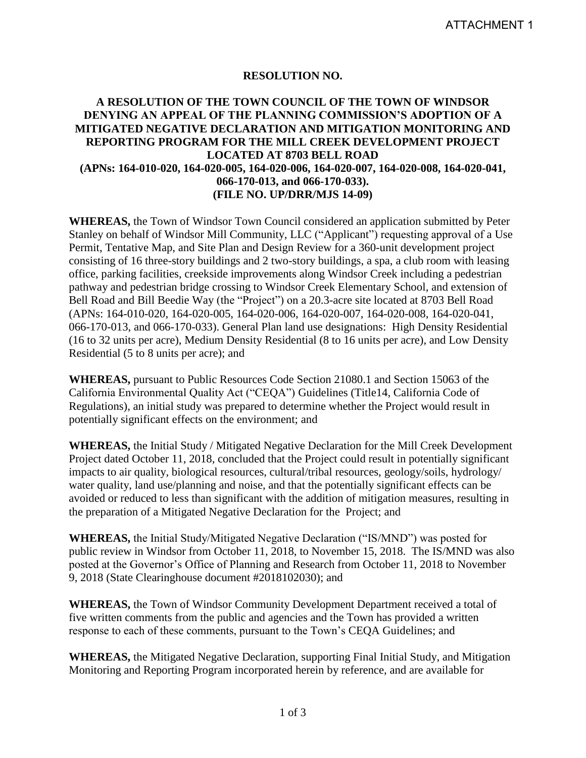ATTACHMENT 1

**RESOLUTION NO.**

**A RESOLUTION OF THE TOWN COUNCIL OF THE TOWN OF WINDSOR DENYING AN APPEAL OF THE PLANNING COMMISSION'S ADOPTION OF A MITIGATED NEGATIVE DECLARATION AND MITIGATION MONITORING AND REPORTING PROGRAM FOR THE MILL CREEK DEVELOPMENT PROJECT LOCATED AT 8703 BELL ROAD (APNs: 164-010-020, 164-020-005, 164-020-006, 164-020-007, 164-020-008, 164-020-041, 066-170-013, and 066-170-033). (FILE NO. UP/DRR/MJS 14-09)**

**WHEREAS,** the Town of Windsor Town Council considered an application submitted by Peter Stanley on behalf of Windsor Mill Community, LLC ("Applicant") requesting approval of a Use Permit, Tentative Map, and Site Plan and Design Review for a 360-unit development project consisting of 16 three-story buildings and 2 two-story buildings, a spa, a club room with leasing office, parking facilities, creekside improvements along Windsor Creek including a pedestrian pathway and pedestrian bridge crossing to Windsor Creek Elementary School, and extension of Bell Road and Bill Beedie Way (the "Project") on a 20.3-acre site located at 8703 Bell Road (APNs: 164-010-020, 164-020-005, 164-020-006, 164-020-007, 164-020-008, 164-020-041, 066-170-013, and 066-170-033). General Plan land use designations: High Density Residential (16 to 32 units per acre), Medium Density Residential (8 to 16 units per acre), and Low Density Residential (5 to 8 units per acre); and

**WHEREAS,** pursuant to Public Resources Code Section 21080.1 and Section 15063 of the California Environmental Quality Act ("CEQA") Guidelines (Title14, California Code of Regulations), an initial study was prepared to determine whether the Project would result in potentially significant effects on the environment; and

**WHEREAS,** the Initial Study / Mitigated Negative Declaration for the Mill Creek Development Project dated October 11, 2018, concluded that the Project could result in potentially significant impacts to air quality, biological resources, cultural/tribal resources, geology/soils, hydrology/ water quality, land use/planning and noise, and that the potentially significant effects can be avoided or reduced to less than significant with the addition of mitigation measures, resulting in the preparation of a Mitigated Negative Declaration for the Project; and

**WHEREAS,** the Initial Study/Mitigated Negative Declaration ("IS/MND") was posted for public review in Windsor from October 11, 2018, to November 15, 2018. The IS/MND was also posted at the Governor's Office of Planning and Research from October 11, 2018 to November 9, 2018 (State Clearinghouse document #2018102030); and

**WHEREAS,** the Town of Windsor Community Development Department received a total of five written comments from the public and agencies and the Town has provided a written response to each of these comments, pursuant to the Town's CEQA Guidelines; and

**WHEREAS,** the Mitigated Negative Declaration, supporting Final Initial Study, and Mitigation Monitoring and Reporting Program incorporated herein by reference, and are available for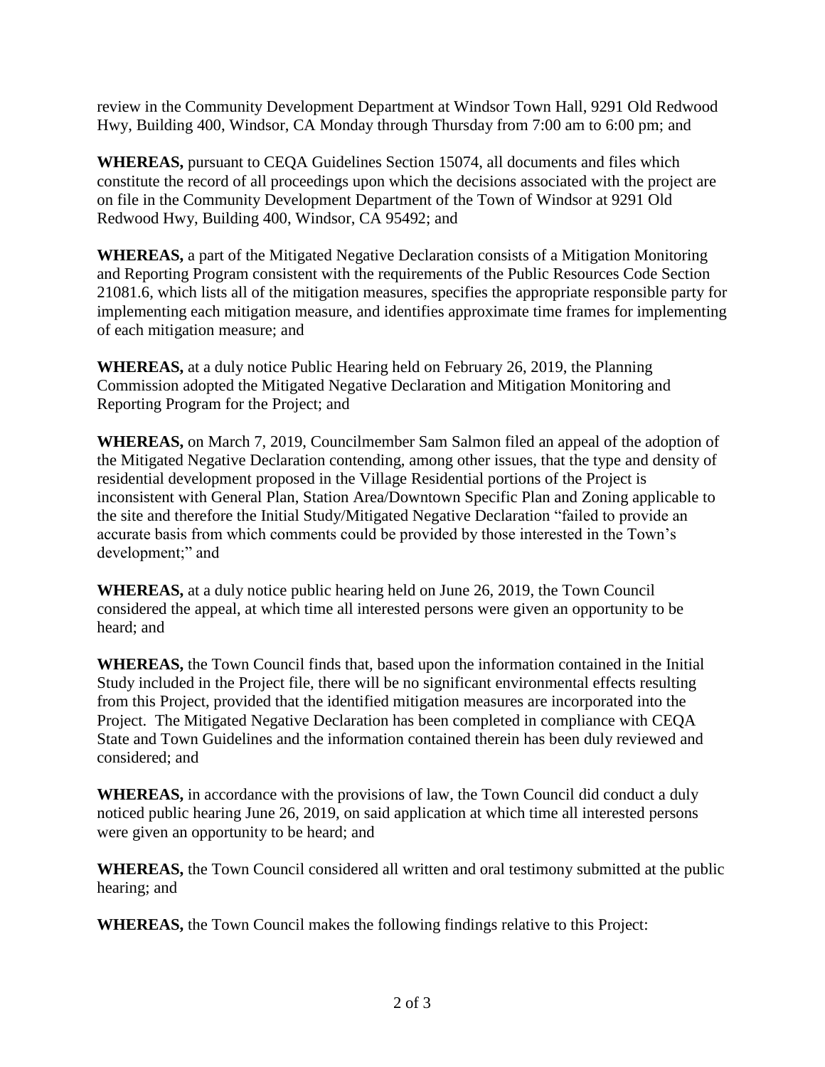review in the Community Development Department at Windsor Town Hall, 9291 Old Redwood Hwy, Building 400, Windsor, CA Monday through Thursday from 7:00 am to 6:00 pm; and

**WHEREAS,** pursuant to CEQA Guidelines Section 15074, all documents and files which constitute the record of all proceedings upon which the decisions associated with the project are on file in the Community Development Department of the Town of Windsor at 9291 Old Redwood Hwy, Building 400, Windsor, CA 95492; and

**WHEREAS,** a part of the Mitigated Negative Declaration consists of a Mitigation Monitoring and Reporting Program consistent with the requirements of the Public Resources Code Section 21081.6, which lists all of the mitigation measures, specifies the appropriate responsible party for implementing each mitigation measure, and identifies approximate time frames for implementing of each mitigation measure; and

**WHEREAS,** at a duly notice Public Hearing held on February 26, 2019, the Planning Commission adopted the Mitigated Negative Declaration and Mitigation Monitoring and Reporting Program for the Project; and

**WHEREAS,** on March 7, 2019, Councilmember Sam Salmon filed an appeal of the adoption of the Mitigated Negative Declaration contending, among other issues, that the type and density of residential development proposed in the Village Residential portions of the Project is inconsistent with General Plan, Station Area/Downtown Specific Plan and Zoning applicable to the site and therefore the Initial Study/Mitigated Negative Declaration "failed to provide an accurate basis from which comments could be provided by those interested in the Town's development;" and

**WHEREAS,** at a duly notice public hearing held on June 26, 2019, the Town Council considered the appeal, at which time all interested persons were given an opportunity to be heard; and

**WHEREAS,** the Town Council finds that, based upon the information contained in the Initial Study included in the Project file, there will be no significant environmental effects resulting from this Project, provided that the identified mitigation measures are incorporated into the Project. The Mitigated Negative Declaration has been completed in compliance with CEQA State and Town Guidelines and the information contained therein has been duly reviewed and considered; and

**WHEREAS,** in accordance with the provisions of law, the Town Council did conduct a duly noticed public hearing June 26, 2019, on said application at which time all interested persons were given an opportunity to be heard; and

**WHEREAS,** the Town Council considered all written and oral testimony submitted at the public hearing; and

**WHEREAS,** the Town Council makes the following findings relative to this Project: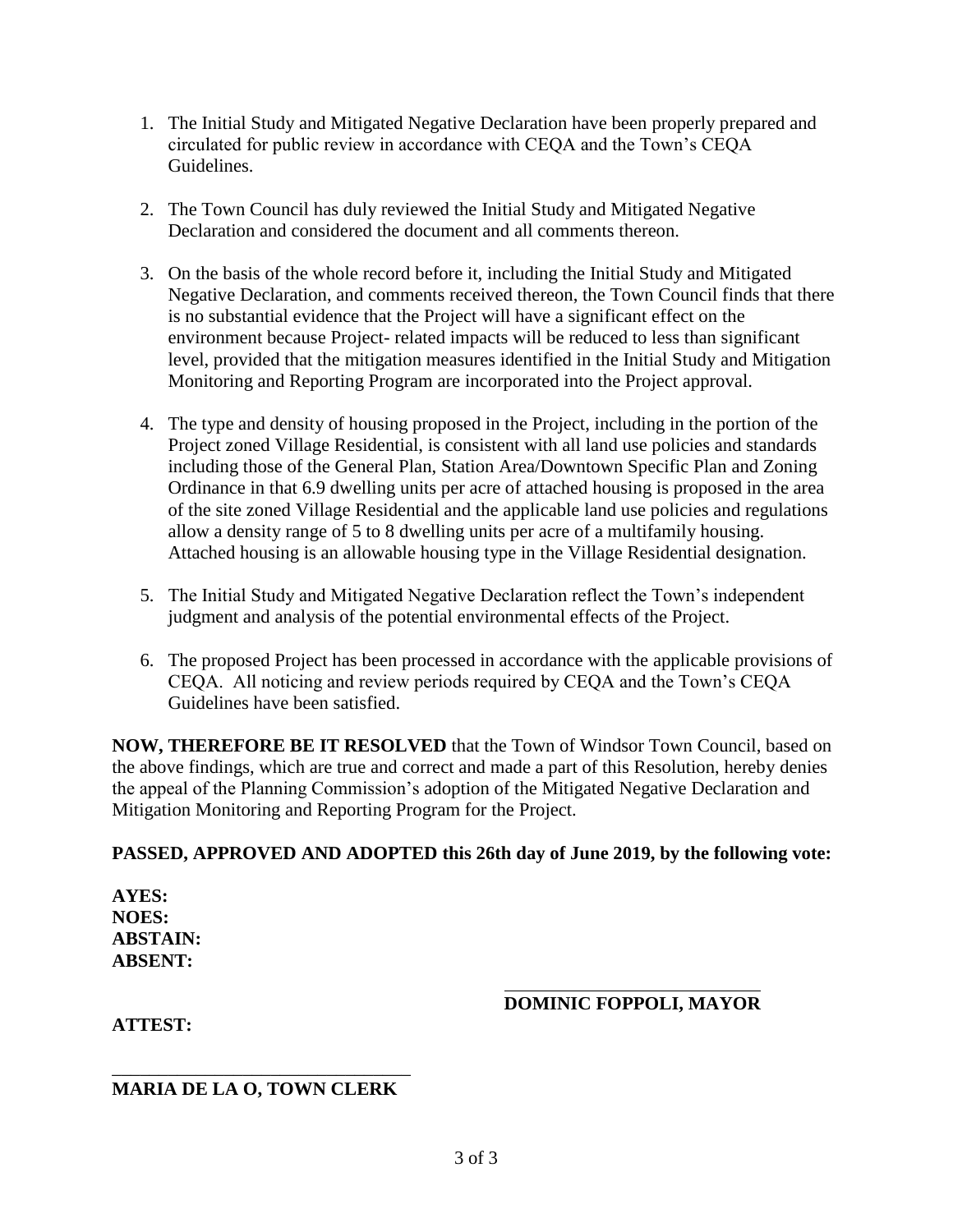1. The Initial Study and Mitigated Negative Declaration have been properly prepared and circulated for public review in accordance with CEQA and the Town's CEQA Guidelines.

2. The Town Council has duly reviewed the Initial Study and Mitigated Negative Declaration and considered the document and all comments thereon.

3. On the basis of the whole record before it, including the Initial Study and Mitigated Negative Declaration, and comments received thereon, the Town Council finds that there is no substantial evidence that the Project will have a significant effect on the environment because Project- related impacts will be reduced to less than significant level, provided that the mitigation measures identified in the Initial Study and Mitigation Monitoring and Reporting Program are incorporated into the Project approval.

4. The type and density of housing proposed in the Project, including in the portion of the Project zoned Village Residential, is consistent with all land use policies and standards including those of the General Plan, Station Area/Downtown Specific Plan and Zoning Ordinance in that 6.9 dwelling units per acre of attached housing is proposed in the area of the site zoned Village Residential and the applicable land use policies and regulations allow a density range of 5 to 8 dwelling units per acre of a multifamily housing. Attached housing is an allowable housing type in the Village Residential designation.

5. The Initial Study and Mitigated Negative Declaration reflect the Town's independent judgment and analysis of the potential environmental effects of the Project.

6. The proposed Project has been processed in accordance with the applicable provisions of CEQA. All noticing and review periods required by CEQA and the Town's CEQA Guidelines have been satisfied.

**NOW, THEREFORE BE IT RESOLVED** that the Town of Windsor Town Council, based on the above findings, which are true and correct and made a part of this Resolution, hereby denies the appeal of the Planning Commission's adoption of the Mitigated Negative Declaration and Mitigation Monitoring and Reporting Program for the Project.

**PASSED, APPROVED AND ADOPTED this 26th day of June 2019, by the following vote:**

**AYES:**
**NOES:**
**ABSTAIN:**
**ABSENT:**

\_\_\_\_\_\_\_\_\_\_\_\_\_\_\_\_\_\_\_\_\_\_\_\_\_\_\_\_
**DOMINIC FOPPOLI, MAYOR**

**ATTEST:**

\_\_\_\_\_\_\_\_\_\_\_\_\_\_\_\_\_\_\_\_\_\_\_\_\_\_\_\_\_\_\_\_
**MARIA DE LA O, TOWN CLERK**